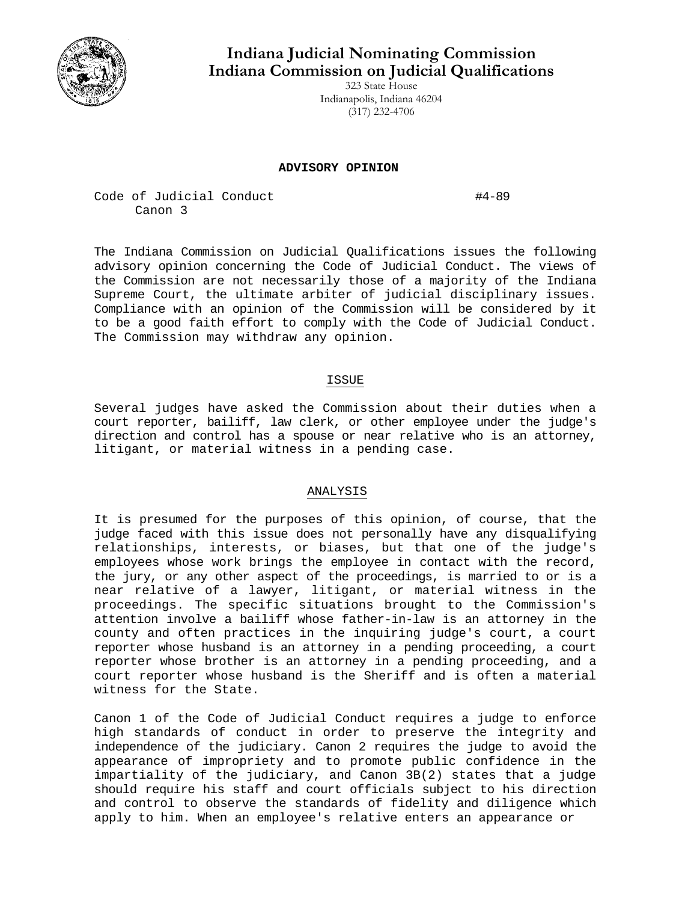# Indiana Judicial Nominating Commission
# Indiana Commission on Judicial Qualifications

323 State House
Indianapolis, Indiana 46204
(317) 232-4706

**ADVISORY OPINION**

Code of Judicial Conduct #4-89
Canon 3

The Indiana Commission on Judicial Qualifications issues the following advisory opinion concerning the Code of Judicial Conduct. The views of the Commission are not necessarily those of a majority of the Indiana Supreme Court, the ultimate arbiter of judicial disciplinary issues. Compliance with an opinion of the Commission will be considered by it to be a good faith effort to comply with the Code of Judicial Conduct. The Commission may withdraw any opinion.

## ISSUE

Several judges have asked the Commission about their duties when a court reporter, bailiff, law clerk, or other employee under the judge's direction and control has a spouse or near relative who is an attorney, litigant, or material witness in a pending case.

## ANALYSIS

It is presumed for the purposes of this opinion, of course, that the judge faced with this issue does not personally have any disqualifying relationships, interests, or biases, but that one of the judge's employees whose work brings the employee in contact with the record, the jury, or any other aspect of the proceedings, is married to or is a near relative of a lawyer, litigant, or material witness in the proceedings. The specific situations brought to the Commission's attention involve a bailiff whose father-in-law is an attorney in the county and often practices in the inquiring judge's court, a court reporter whose husband is an attorney in a pending proceeding, a court reporter whose brother is an attorney in a pending proceeding, and a court reporter whose husband is the Sheriff and is often a material witness for the State.

Canon 1 of the Code of Judicial Conduct requires a judge to enforce high standards of conduct in order to preserve the integrity and independence of the judiciary. Canon 2 requires the judge to avoid the appearance of impropriety and to promote public confidence in the impartiality of the judiciary, and Canon 3B(2) states that a judge should require his staff and court officials subject to his direction and control to observe the standards of fidelity and diligence which apply to him. When an employee's relative enters an appearance or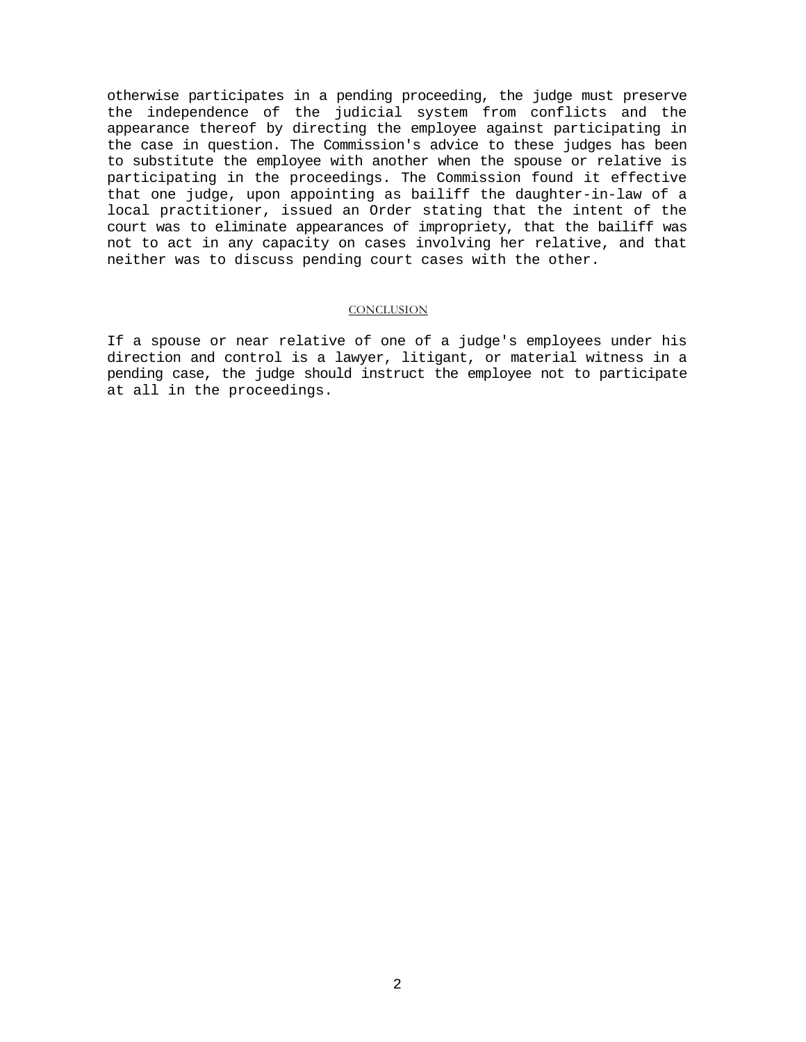otherwise participates in a pending proceeding, the judge must preserve the independence of the judicial system from conflicts and the appearance thereof by directing the employee against participating in the case in question. The Commission's advice to these judges has been to substitute the employee with another when the spouse or relative is participating in the proceedings. The Commission found it effective that one judge, upon appointing as bailiff the daughter-in-law of a local practitioner, issued an Order stating that the intent of the court was to eliminate appearances of impropriety, that the bailiff was not to act in any capacity on cases involving her relative, and that neither was to discuss pending court cases with the other.

## CONCLUSION

If a spouse or near relative of one of a judge's employees under his direction and control is a lawyer, litigant, or material witness in a pending case, the judge should instruct the employee not to participate at all in the proceedings.